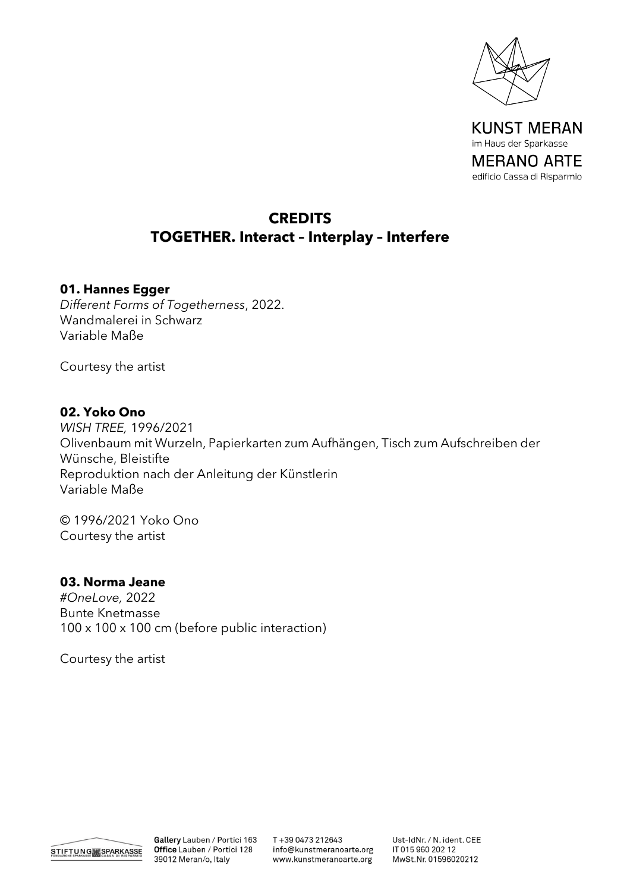KUNST MERAN
im Haus der Sparkasse
MERANO ARTE
edificio Cassa di Risparmio

# CREDITS
## TOGETHER. Interact – Interplay – Interfere

### 01. Hannes Egger

*Different Forms of Togetherness*, 2022.
Wandmalerei in Schwarz
Variable Maße

Courtesy the artist

### 02. Yoko Ono

*WISH TREE,* 1996/2021
Olivenbaum mit Wurzeln, Papierkarten zum Aufhängen, Tisch zum Aufschreiben der Wünsche, Bleistifte
Reproduktion nach der Anleitung der Künstlerin
Variable Maße

© 1996/2021 Yoko Ono
Courtesy the artist

### 03. Norma Jeane

*#OneLove,* 2022
Bunte Knetmasse
100 x 100 x 100 cm (before public interaction)

Courtesy the artist

STIFTUNG SPARKASSE
**Gallery** Lauben / Portici 163
**Office** Lauben / Portici 128
39012 Meran/o, Italy

T +39 0473 212643
info@kunstmeranoarte.org
www.kunstmeranoarte.org

Ust-IdNr. / N. ident. CEE
IT 015 960 202 12
MwSt.Nr. 01596020212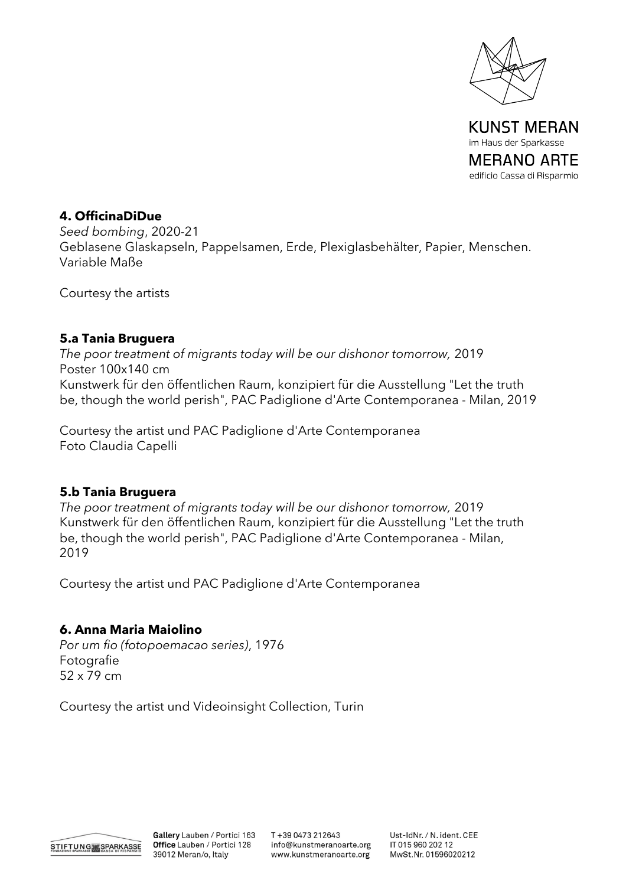### 4. OfficinaDiDue

*Seed bombing*, 2020-21
Geblasene Glaskapseln, Pappelsamen, Erde, Plexiglasbehälter, Papier, Menschen.
Variable Maße

Courtesy the artists

### 5.a Tania Bruguera

*The poor treatment of migrants today will be our dishonor tomorrow,* 2019
Poster 100x140 cm
Kunstwerk für den öffentlichen Raum, konzipiert für die Ausstellung "Let the truth be, though the world perish", PAC Padiglione d'Arte Contemporanea - Milan, 2019

Courtesy the artist und PAC Padiglione d'Arte Contemporanea
Foto Claudia Capelli

### 5.b Tania Bruguera

*The poor treatment of migrants today will be our dishonor tomorrow,* 2019
Kunstwerk für den öffentlichen Raum, konzipiert für die Ausstellung "Let the truth be, though the world perish", PAC Padiglione d'Arte Contemporanea - Milan, 2019

Courtesy the artist und PAC Padiglione d'Arte Contemporanea

### 6. Anna Maria Maiolino

*Por um fio (fotopoemacao series)*, 1976
Fotografie
52 x 79 cm

Courtesy the artist und Videoinsight Collection, Turin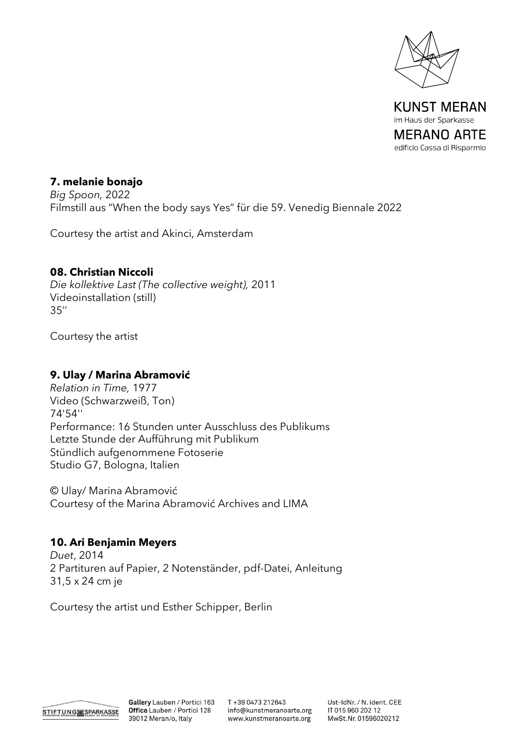### **7. melanie bonajo**

*Big Spoon,* 2022
Filmstill aus "When the body says Yes" für die 59. Venedig Biennale 2022

Courtesy the artist and Akinci, Amsterdam

### **08. Christian Niccoli**

*Die kollektive Last (The collective weight),* 2011
Videoinstallation (still)
35''

Courtesy the artist

### **9. Ulay / Marina Abramović**

*Relation in Time,* 1977
Video (Schwarzweiß, Ton)
74'54''
Performance: 16 Stunden unter Ausschluss des Publikums
Letzte Stunde der Aufführung mit Publikum
Stündlich aufgenommene Fotoserie
Studio G7, Bologna, Italien

© Ulay/ Marina Abramović
Courtesy of the Marina Abramović Archives and LIMA

### **10. Ari Benjamin Meyers**

*Duet*, 2014
2 Partituren auf Papier, 2 Notenständer, pdf-Datei, Anleitung
31,5 x 24 cm je

Courtesy the artist und Esther Schipper, Berlin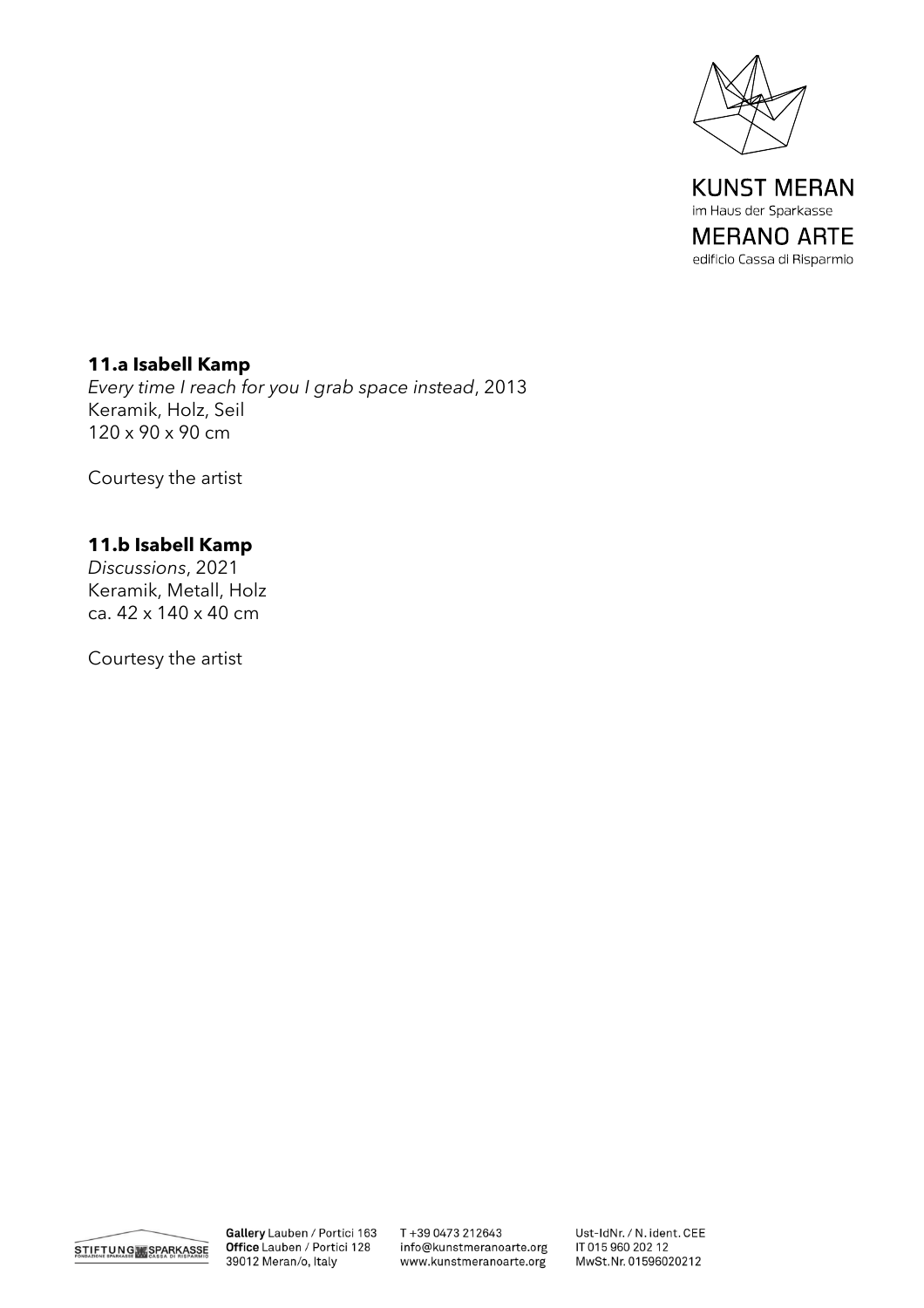**11.a Isabell Kamp**
*Every time I reach for you I grab space instead*, 2013
Keramik, Holz, Seil
120 x 90 x 90 cm

Courtesy the artist

**11.b Isabell Kamp**
*Discussions*, 2021
Keramik, Metall, Holz
ca. 42 x 140 x 40 cm

Courtesy the artist